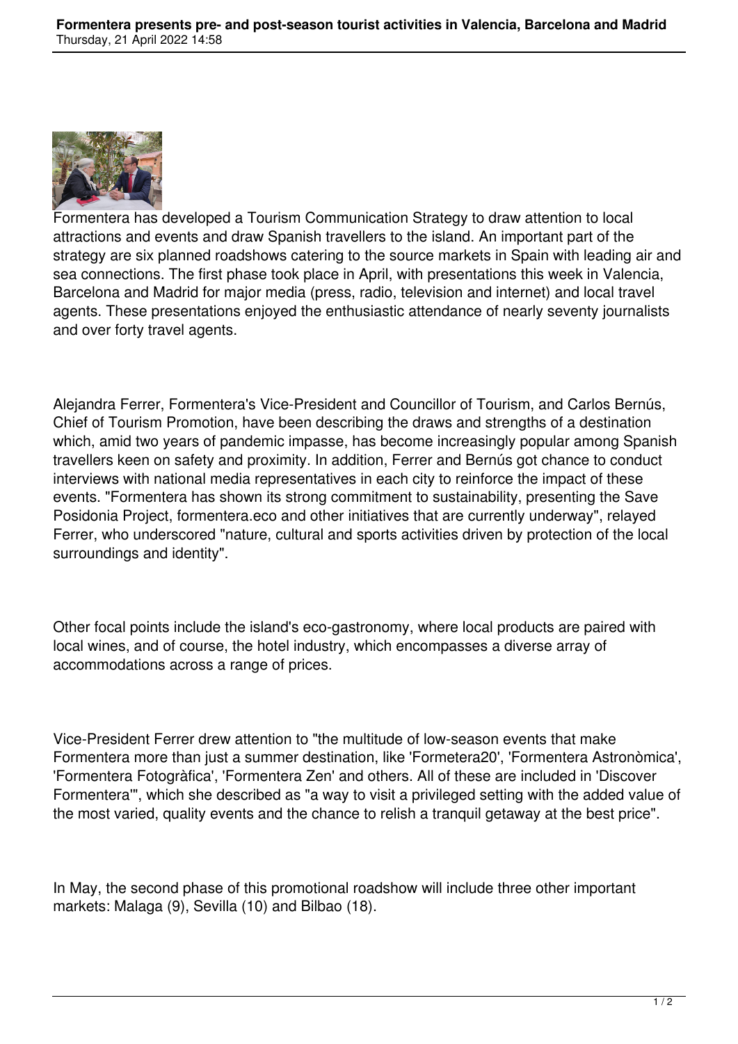Formentera has developed a Tourism Communication Strategy to draw attention to local attractions and events and draw Spanish travellers to the island. An important part of the strategy are six planned roadshows catering to the source markets in Spain with leading air and sea connections. The first phase took place in April, with presentations this week in Valencia, Barcelona and Madrid for major media (press, radio, television and internet) and local travel agents. These presentations enjoyed the enthusiastic attendance of nearly seventy journalists and over forty travel agents.

Alejandra Ferrer, Formentera's Vice-President and Councillor of Tourism, and Carlos Bernús, Chief of Tourism Promotion, have been describing the draws and strengths of a destination which, amid two years of pandemic impasse, has become increasingly popular among Spanish travellers keen on safety and proximity. In addition, Ferrer and Bernús got chance to conduct interviews with national media representatives in each city to reinforce the impact of these events. "Formentera has shown its strong commitment to sustainability, presenting the Save Posidonia Project, formentera.eco and other initiatives that are currently underway", relayed Ferrer, who underscored "nature, cultural and sports activities driven by protection of the local surroundings and identity".

Other focal points include the island's eco-gastronomy, where local products are paired with local wines, and of course, the hotel industry, which encompasses a diverse array of accommodations across a range of prices.

Vice-President Ferrer drew attention to "the multitude of low-season events that make Formentera more than just a summer destination, like 'Formetera20', 'Formentera Astronòmica', 'Formentera Fotogràfica', 'Formentera Zen' and others. All of these are included in 'Discover Formentera'", which she described as "a way to visit a privileged setting with the added value of the most varied, quality events and the chance to relish a tranquil getaway at the best price".

In May, the second phase of this promotional roadshow will include three other important markets: Malaga (9), Sevilla (10) and Bilbao (18).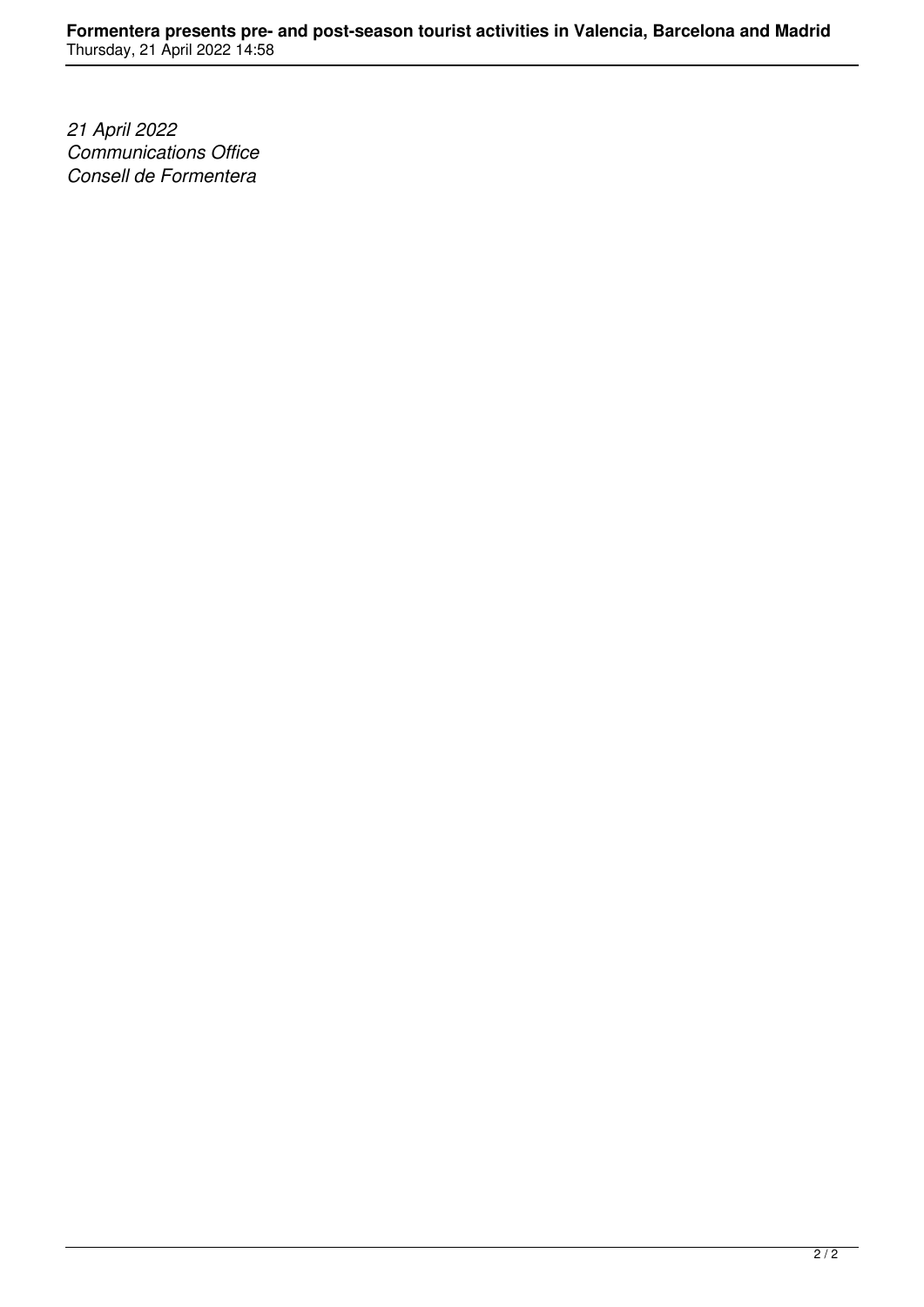*21 April 2022*
*Communications Office*
*Consell de Formentera*